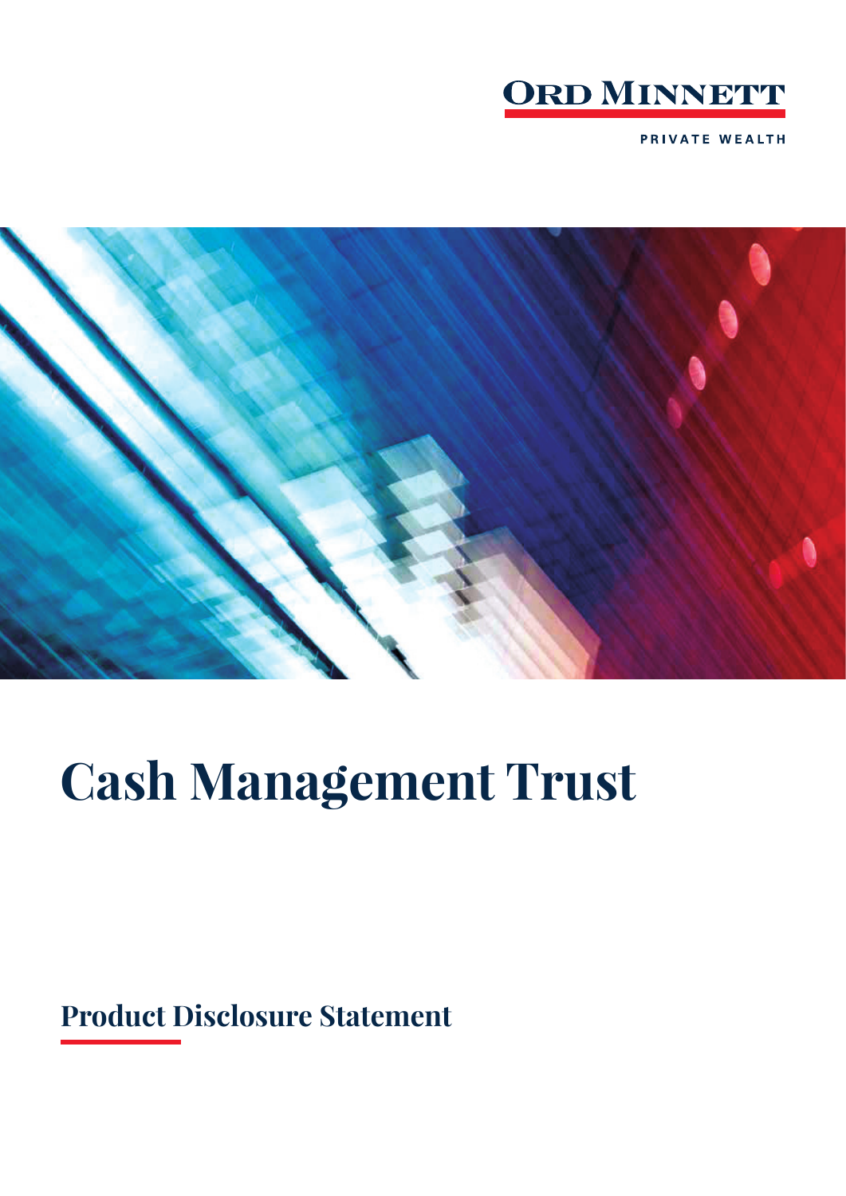ORD MINNETT

PRIVATE WEALTH

# Cash Management Trust

## Product Disclosure Statement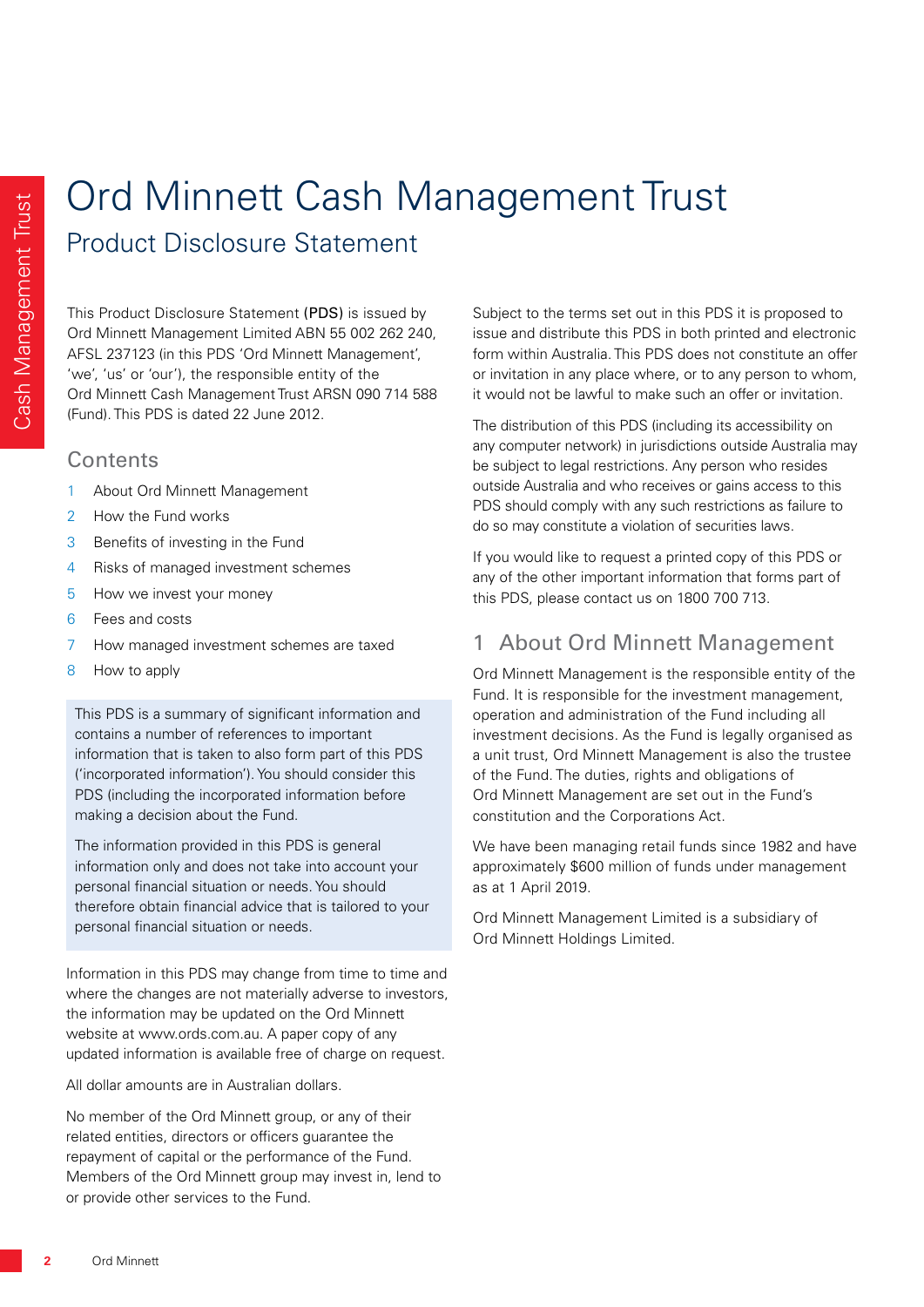৳ Ord Minnett Cash Management Trust

## Product Disclosure Statement

This Product Disclosure Statement **(PDS)** is issued by Ord Minnett Management Limited ABN 55 002 262 240, AFSL 237123 (in this PDS 'Ord Minnett Management', 'we', 'us' or 'our'), the responsible entity of the Ord Minnett Cash Management Trust ARSN 090 714 588 (Fund). This PDS is dated 22 June 2012.

### Contents

1. About Ord Minnett Management
2. How the Fund works
3. Benefits of investing in the Fund
4. Risks of managed investment schemes
5. How we invest your money
6. Fees and costs
7. How managed investment schemes are taxed
8. How to apply

This PDS is a summary of significant information and contains a number of references to important information that is taken to also form part of this PDS ('incorporated information'). You should consider this PDS (including the incorporated information before making a decision about the Fund.

The information provided in this PDS is general information only and does not take into account your personal financial situation or needs. You should therefore obtain financial advice that is tailored to your personal financial situation or needs.

Information in this PDS may change from time to time and where the changes are not materially adverse to investors, the information may be updated on the Ord Minnett website at www.ords.com.au. A paper copy of any updated information is available free of charge on request.

All dollar amounts are in Australian dollars.

No member of the Ord Minnett group, or any of their related entities, directors or officers guarantee the repayment of capital or the performance of the Fund. Members of the Ord Minnett group may invest in, lend to or provide other services to the Fund.

Subject to the terms set out in this PDS it is proposed to issue and distribute this PDS in both printed and electronic form within Australia. This PDS does not constitute an offer or invitation in any place where, or to any person to whom, it would not be lawful to make such an offer or invitation.

The distribution of this PDS (including its accessibility on any computer network) in jurisdictions outside Australia may be subject to legal restrictions. Any person who resides outside Australia and who receives or gains access to this PDS should comply with any such restrictions as failure to do so may constitute a violation of securities laws.

If you would like to request a printed copy of this PDS or any of the other important information that forms part of this PDS, please contact us on 1800 700 713.

## 1 About Ord Minnett Management

Ord Minnett Management is the responsible entity of the Fund. It is responsible for the investment management, operation and administration of the Fund including all investment decisions. As the Fund is legally organised as a unit trust, Ord Minnett Management is also the trustee of the Fund. The duties, rights and obligations of Ord Minnett Management are set out in the Fund's constitution and the Corporations Act.

We have been managing retail funds since 1982 and have approximately $600 million of funds under management as at 1 April 2019.

Ord Minnett Management Limited is a subsidiary of Ord Minnett Holdings Limited.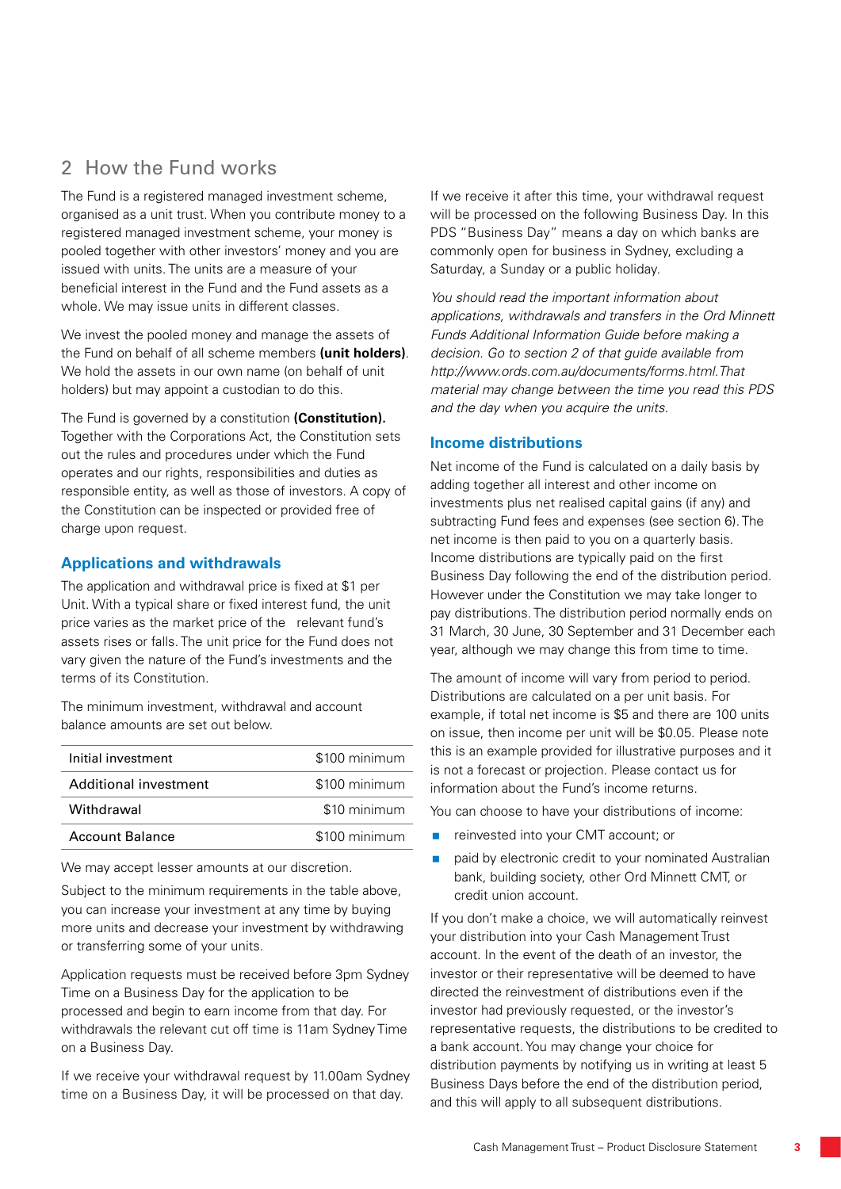## 2 How the Fund works

The Fund is a registered managed investment scheme, organised as a unit trust. When you contribute money to a registered managed investment scheme, your money is pooled together with other investors' money and you are issued with units. The units are a measure of your beneficial interest in the Fund and the Fund assets as a whole. We may issue units in different classes.

We invest the pooled money and manage the assets of the Fund on behalf of all scheme members **(unit holders)**. We hold the assets in our own name (on behalf of unit holders) but may appoint a custodian to do this.

The Fund is governed by a constitution **(Constitution).** Together with the Corporations Act, the Constitution sets out the rules and procedures under which the Fund operates and our rights, responsibilities and duties as responsible entity, as well as those of investors. A copy of the Constitution can be inspected or provided free of charge upon request.

### Applications and withdrawals

The application and withdrawal price is fixed at $1 per Unit. With a typical share or fixed interest fund, the unit price varies as the market price of the relevant fund's assets rises or falls. The unit price for the Fund does not vary given the nature of the Fund's investments and the terms of its Constitution.

The minimum investment, withdrawal and account balance amounts are set out below.

| | |
|---|---|
| Initial investment | $100 minimum |
| Additional investment | $100 minimum |
| Withdrawal | $10 minimum |
| Account Balance | $100 minimum |

We may accept lesser amounts at our discretion.

Subject to the minimum requirements in the table above, you can increase your investment at any time by buying more units and decrease your investment by withdrawing or transferring some of your units.

Application requests must be received before 3pm Sydney Time on a Business Day for the application to be processed and begin to earn income from that day. For withdrawals the relevant cut off time is 11am Sydney Time on a Business Day.

If we receive your withdrawal request by 11.00am Sydney time on a Business Day, it will be processed on that day. If we receive it after this time, your withdrawal request will be processed on the following Business Day. In this PDS "Business Day" means a day on which banks are commonly open for business in Sydney, excluding a Saturday, a Sunday or a public holiday.

*You should read the important information about applications, withdrawals and transfers in the Ord Minnett Funds Additional Information Guide before making a decision. Go to section 2 of that guide available from http://www.ords.com.au/documents/forms.html. That material may change between the time you read this PDS and the day when you acquire the units.*

### Income distributions

Net income of the Fund is calculated on a daily basis by adding together all interest and other income on investments plus net realised capital gains (if any) and subtracting Fund fees and expenses (see section 6). The net income is then paid to you on a quarterly basis. Income distributions are typically paid on the first Business Day following the end of the distribution period. However under the Constitution we may take longer to pay distributions. The distribution period normally ends on 31 March, 30 June, 30 September and 31 December each year, although we may change this from time to time.

The amount of income will vary from period to period. Distributions are calculated on a per unit basis. For example, if total net income is $5 and there are 100 units on issue, then income per unit will be $0.05. Please note this is an example provided for illustrative purposes and it is not a forecast or projection. Please contact us for information about the Fund's income returns.

You can choose to have your distributions of income:

- reinvested into your CMT account; or
- paid by electronic credit to your nominated Australian bank, building society, other Ord Minnett CMT, or credit union account.

If you don't make a choice, we will automatically reinvest your distribution into your Cash Management Trust account. In the event of the death of an investor, the investor or their representative will be deemed to have directed the reinvestment of distributions even if the investor had previously requested, or the investor's representative requests, the distributions to be credited to a bank account. You may change your choice for distribution payments by notifying us in writing at least 5 Business Days before the end of the distribution period, and this will apply to all subsequent distributions.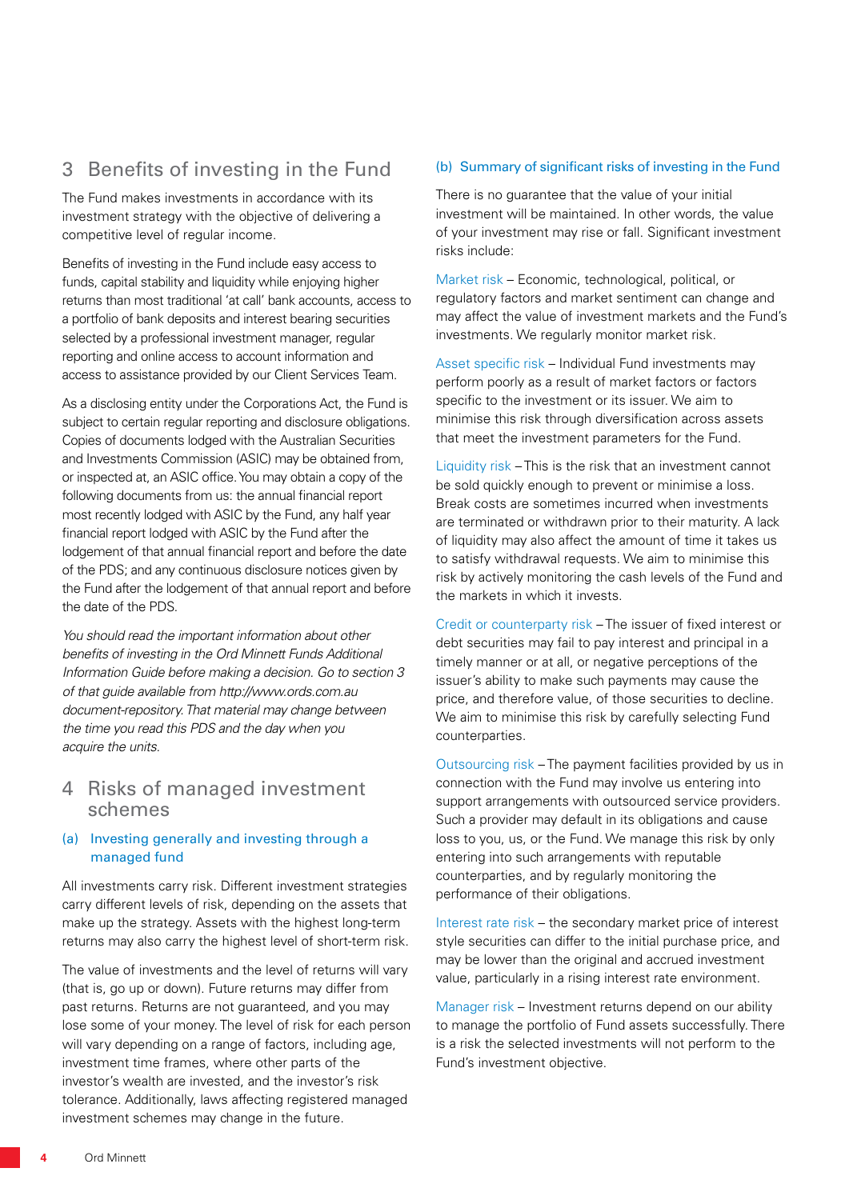## 3 Benefits of investing in the Fund

The Fund makes investments in accordance with its investment strategy with the objective of delivering a competitive level of regular income.

Benefits of investing in the Fund include easy access to funds, capital stability and liquidity while enjoying higher returns than most traditional 'at call' bank accounts, access to a portfolio of bank deposits and interest bearing securities selected by a professional investment manager, regular reporting and online access to account information and access to assistance provided by our Client Services Team.

As a disclosing entity under the Corporations Act, the Fund is subject to certain regular reporting and disclosure obligations. Copies of documents lodged with the Australian Securities and Investments Commission (ASIC) may be obtained from, or inspected at, an ASIC office. You may obtain a copy of the following documents from us: the annual financial report most recently lodged with ASIC by the Fund, any half year financial report lodged with ASIC by the Fund after the lodgement of that annual financial report and before the date of the PDS; and any continuous disclosure notices given by the Fund after the lodgement of that annual report and before the date of the PDS.

*You should read the important information about other benefits of investing in the Ord Minnett Funds Additional Information Guide before making a decision. Go to section 3 of that guide available from http://www.ords.com.au document-repository. That material may change between the time you read this PDS and the day when you acquire the units.*

## 4 Risks of managed investment schemes

### (a) Investing generally and investing through a managed fund

All investments carry risk. Different investment strategies carry different levels of risk, depending on the assets that make up the strategy. Assets with the highest long-term returns may also carry the highest level of short-term risk.

The value of investments and the level of returns will vary (that is, go up or down). Future returns may differ from past returns. Returns are not guaranteed, and you may lose some of your money. The level of risk for each person will vary depending on a range of factors, including age, investment time frames, where other parts of the investor's wealth are invested, and the investor's risk tolerance. Additionally, laws affecting registered managed investment schemes may change in the future.

### (b) Summary of significant risks of investing in the Fund

There is no guarantee that the value of your initial investment will be maintained. In other words, the value of your investment may rise or fall. Significant investment risks include:

Market risk – Economic, technological, political, or regulatory factors and market sentiment can change and may affect the value of investment markets and the Fund's investments. We regularly monitor market risk.

Asset specific risk – Individual Fund investments may perform poorly as a result of market factors or factors specific to the investment or its issuer. We aim to minimise this risk through diversification across assets that meet the investment parameters for the Fund.

Liquidity risk – This is the risk that an investment cannot be sold quickly enough to prevent or minimise a loss. Break costs are sometimes incurred when investments are terminated or withdrawn prior to their maturity. A lack of liquidity may also affect the amount of time it takes us to satisfy withdrawal requests. We aim to minimise this risk by actively monitoring the cash levels of the Fund and the markets in which it invests.

Credit or counterparty risk – The issuer of fixed interest or debt securities may fail to pay interest and principal in a timely manner or at all, or negative perceptions of the issuer's ability to make such payments may cause the price, and therefore value, of those securities to decline. We aim to minimise this risk by carefully selecting Fund counterparties.

Outsourcing risk – The payment facilities provided by us in connection with the Fund may involve us entering into support arrangements with outsourced service providers. Such a provider may default in its obligations and cause loss to you, us, or the Fund. We manage this risk by only entering into such arrangements with reputable counterparties, and by regularly monitoring the performance of their obligations.

Interest rate risk – the secondary market price of interest style securities can differ to the initial purchase price, and may be lower than the original and accrued investment value, particularly in a rising interest rate environment.

Manager risk – Investment returns depend on our ability to manage the portfolio of Fund assets successfully. There is a risk the selected investments will not perform to the Fund's investment objective.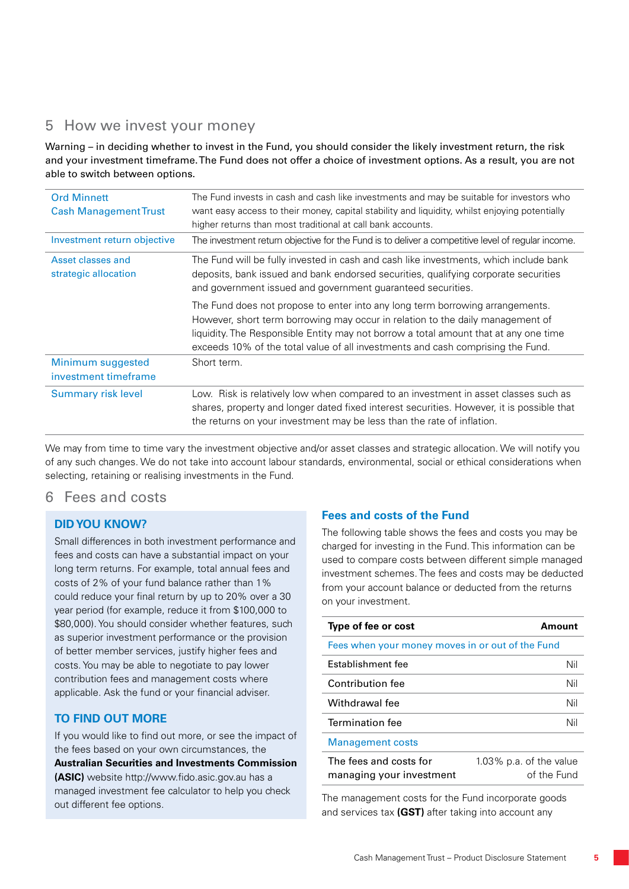## 5 How we invest your money

Warning – in deciding whether to invest in the Fund, you should consider the likely investment return, the risk and your investment timeframe. The Fund does not offer a choice of investment options. As a result, you are not able to switch between options.

| | |
|---|---|
| Ord Minnett Cash Management Trust | The Fund invests in cash and cash like investments and may be suitable for investors who want easy access to their money, capital stability and liquidity, whilst enjoying potentially higher returns than most traditional at call bank accounts. |
| Investment return objective | The investment return objective for the Fund is to deliver a competitive level of regular income. |
| Asset classes and strategic allocation | The Fund will be fully invested in cash and cash like investments, which include bank deposits, bank issued and bank endorsed securities, qualifying corporate securities and government issued and government guaranteed securities.<br><br>The Fund does not propose to enter into any long term borrowing arrangements. However, short term borrowing may occur in relation to the daily management of liquidity. The Responsible Entity may not borrow a total amount that at any one time exceeds 10% of the total value of all investments and cash comprising the Fund. |
| Minimum suggested investment timeframe | Short term. |
| Summary risk level | Low. Risk is relatively low when compared to an investment in asset classes such as shares, property and longer dated fixed interest securities. However, it is possible that the returns on your investment may be less than the rate of inflation. |

We may from time to time vary the investment objective and/or asset classes and strategic allocation. We will notify you of any such changes. We do not take into account labour standards, environmental, social or ethical considerations when selecting, retaining or realising investments in the Fund.

## 6 Fees and costs

### DID YOU KNOW?

Small differences in both investment performance and fees and costs can have a substantial impact on your long term returns. For example, total annual fees and costs of 2% of your fund balance rather than 1% could reduce your final return by up to 20% over a 30 year period (for example, reduce it from $100,000 to $80,000). You should consider whether features, such as superior investment performance or the provision of better member services, justify higher fees and costs. You may be able to negotiate to pay lower contribution fees and management costs where applicable. Ask the fund or your financial adviser.

### TO FIND OUT MORE

If you would like to find out more, or see the impact of the fees based on your own circumstances, the **Australian Securities and Investments Commission (ASIC)** website http://www.fido.asic.gov.au has a managed investment fee calculator to help you check out different fee options.

### Fees and costs of the Fund

The following table shows the fees and costs you may be charged for investing in the Fund. This information can be used to compare costs between different simple managed investment schemes. The fees and costs may be deducted from your account balance or deducted from the returns on your investment.

| Type of fee or cost | Amount |
|---|---|
| Fees when your money moves in or out of the Fund | |
| Establishment fee | Nil |
| Contribution fee | Nil |
| Withdrawal fee | Nil |
| Termination fee | Nil |
| Management costs | |
| The fees and costs for managing your investment | 1.03% p.a. of the value of the Fund |

The management costs for the Fund incorporate goods and services tax **(GST)** after taking into account any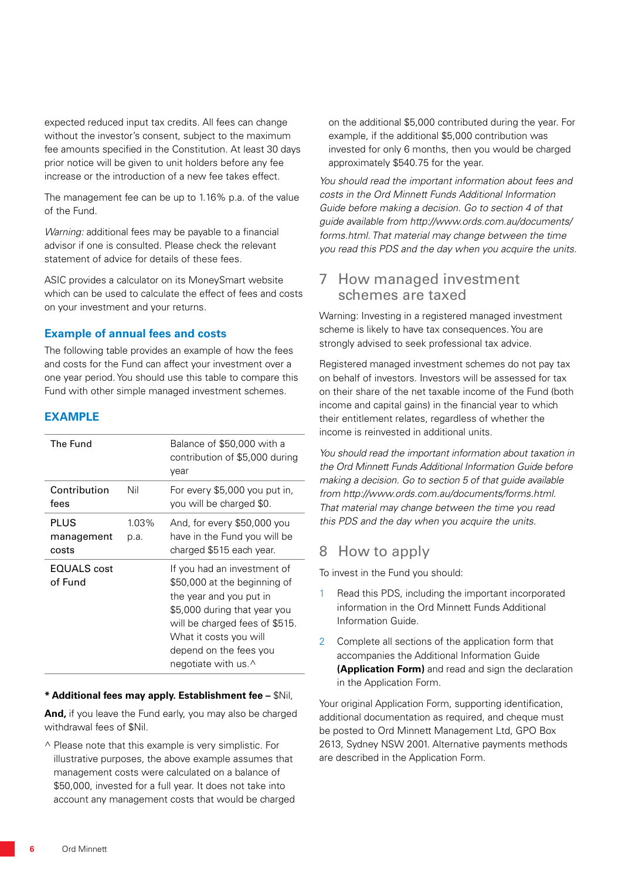expected reduced input tax credits. All fees can change without the investor's consent, subject to the maximum fee amounts specified in the Constitution. At least 30 days prior notice will be given to unit holders before any fee increase or the introduction of a new fee takes effect.

The management fee can be up to 1.16% p.a. of the value of the Fund.

*Warning:* additional fees may be payable to a financial advisor if one is consulted. Please check the relevant statement of advice for details of these fees.

ASIC provides a calculator on its MoneySmart website which can be used to calculate the effect of fees and costs on your investment and your returns.

### Example of annual fees and costs

The following table provides an example of how the fees and costs for the Fund can affect your investment over a one year period. You should use this table to compare this Fund with other simple managed investment schemes.

### EXAMPLE

| The Fund | | Balance of $50,000 with a contribution of $5,000 during year |
|---|---|---|
| Contribution fees | Nil | For every $5,000 you put in, you will be charged $0. |
| PLUS management costs | 1.03% p.a. | And, for every $50,000 you have in the Fund you will be charged $515 each year. |
| EQUALS cost of Fund | | If you had an investment of $50,000 at the beginning of the year and you put in $5,000 during that year you will be charged fees of $515. What it costs you will depend on the fees you negotiate with us.^ |

**\* Additional fees may apply. Establishment fee –** $Nil,

**And,** if you leave the Fund early, you may also be charged withdrawal fees of $Nil.

^ Please note that this example is very simplistic. For illustrative purposes, the above example assumes that management costs were calculated on a balance of $50,000, invested for a full year. It does not take into account any management costs that would be charged on the additional $5,000 contributed during the year. For example, if the additional $5,000 contribution was invested for only 6 months, then you would be charged approximately $540.75 for the year.

*You should read the important information about fees and costs in the Ord Minnett Funds Additional Information Guide before making a decision. Go to section 4 of that guide available from http://www.ords.com.au/documents/forms.html. That material may change between the time you read this PDS and the day when you acquire the units.*

## 7 How managed investment schemes are taxed

Warning: Investing in a registered managed investment scheme is likely to have tax consequences. You are strongly advised to seek professional tax advice.

Registered managed investment schemes do not pay tax on behalf of investors. Investors will be assessed for tax on their share of the net taxable income of the Fund (both income and capital gains) in the financial year to which their entitlement relates, regardless of whether the income is reinvested in additional units.

*You should read the important information about taxation in the Ord Minnett Funds Additional Information Guide before making a decision. Go to section 5 of that guide available from http://www.ords.com.au/documents/forms.html. That material may change between the time you read this PDS and the day when you acquire the units.*

## 8 How to apply

To invest in the Fund you should:

1. Read this PDS, including the important incorporated information in the Ord Minnett Funds Additional Information Guide.
2. Complete all sections of the application form that accompanies the Additional Information Guide **(Application Form)** and read and sign the declaration in the Application Form.

Your original Application Form, supporting identification, additional documentation as required, and cheque must be posted to Ord Minnett Management Ltd, GPO Box 2613, Sydney NSW 2001. Alternative payments methods are described in the Application Form.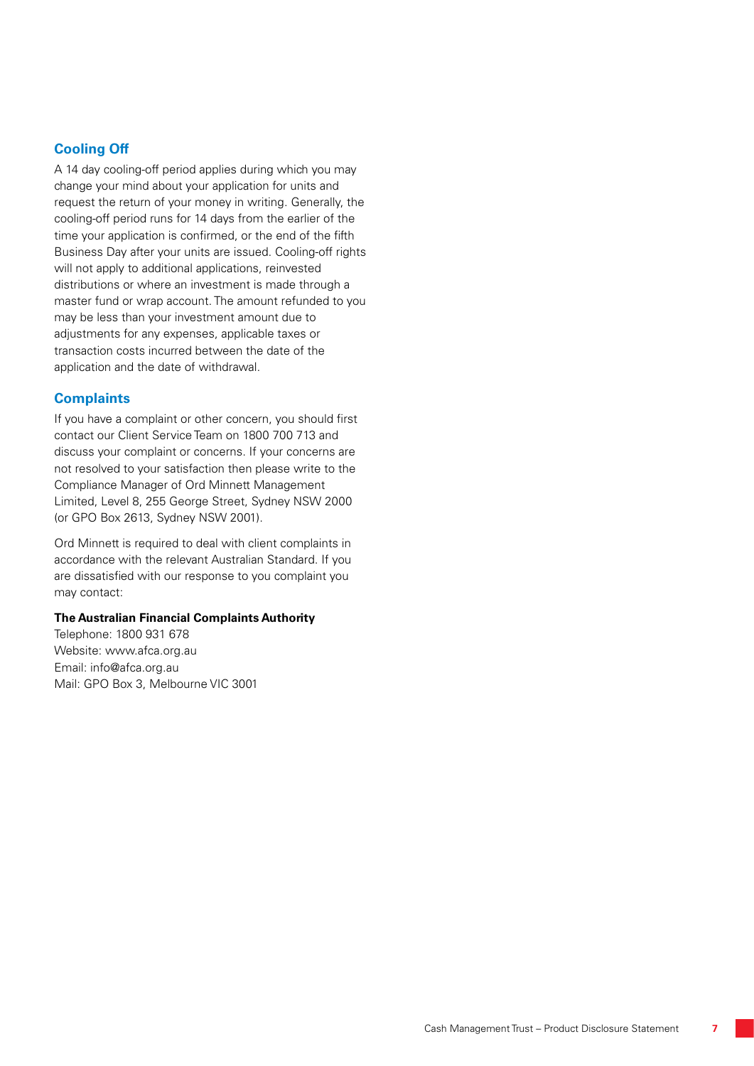## Cooling Off

A 14 day cooling-off period applies during which you may change your mind about your application for units and request the return of your money in writing. Generally, the cooling-off period runs for 14 days from the earlier of the time your application is confirmed, or the end of the fifth Business Day after your units are issued. Cooling-off rights will not apply to additional applications, reinvested distributions or where an investment is made through a master fund or wrap account. The amount refunded to you may be less than your investment amount due to adjustments for any expenses, applicable taxes or transaction costs incurred between the date of the application and the date of withdrawal.

## Complaints

If you have a complaint or other concern, you should first contact our Client Service Team on 1800 700 713 and discuss your complaint or concerns. If your concerns are not resolved to your satisfaction then please write to the Compliance Manager of Ord Minnett Management Limited, Level 8, 255 George Street, Sydney NSW 2000 (or GPO Box 2613, Sydney NSW 2001).

Ord Minnett is required to deal with client complaints in accordance with the relevant Australian Standard. If you are dissatisfied with our response to you complaint you may contact:

**The Australian Financial Complaints Authority**
Telephone: 1800 931 678
Website: www.afca.org.au
Email: info@afca.org.au
Mail: GPO Box 3, Melbourne VIC 3001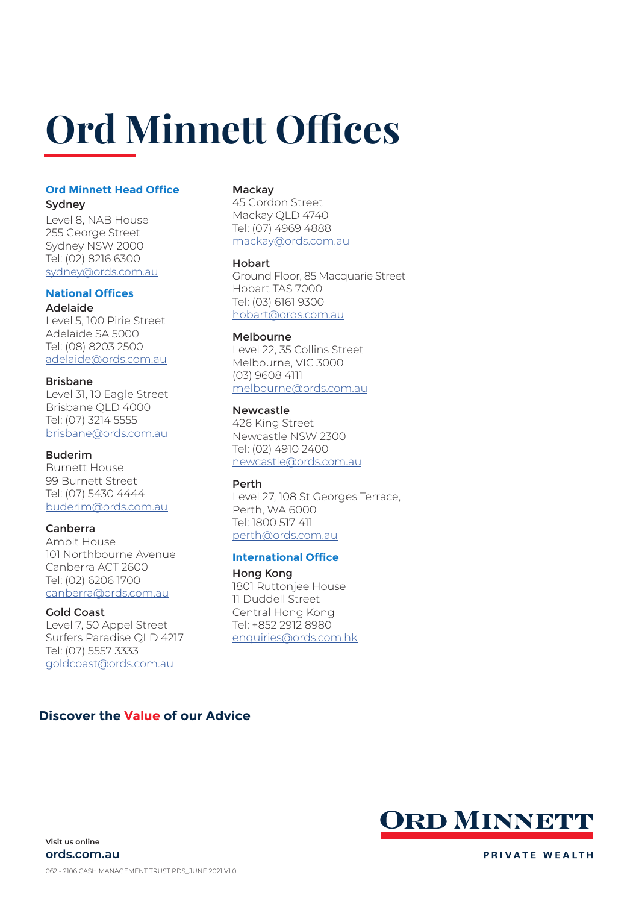# Ord Minnett Offices

## Ord Minnett Head Office

**Sydney**
Level 8, NAB House
255 George Street
Sydney NSW 2000
Tel: (02) 8216 6300
sydney@ords.com.au

## National Offices

**Adelaide**
Level 5, 100 Pirie Street
Adelaide SA 5000
Tel: (08) 8203 2500
adelaide@ords.com.au

**Brisbane**
Level 31, 10 Eagle Street
Brisbane QLD 4000
Tel: (07) 3214 5555
brisbane@ords.com.au

**Buderim**
Burnett House
99 Burnett Street
Tel: (07) 5430 4444
buderim@ords.com.au

**Canberra**
Ambit House
101 Northbourne Avenue
Canberra ACT 2600
Tel: (02) 6206 1700
canberra@ords.com.au

**Gold Coast**
Level 7, 50 Appel Street
Surfers Paradise QLD 4217
Tel: (07) 5557 3333
goldcoast@ords.com.au

**Mackay**
45 Gordon Street
Mackay QLD 4740
Tel: (07) 4969 4888
mackay@ords.com.au

**Hobart**
Ground Floor, 85 Macquarie Street
Hobart TAS 7000
Tel: (03) 6161 9300
hobart@ords.com.au

**Melbourne**
Level 22, 35 Collins Street
Melbourne, VIC 3000
(03) 9608 4111
melbourne@ords.com.au

**Newcastle**
426 King Street
Newcastle NSW 2300
Tel: (02) 4910 2400
newcastle@ords.com.au

**Perth**
Level 27, 108 St Georges Terrace,
Perth, WA 6000
Tel: 1800 517 411
perth@ords.com.au

## International Office

**Hong Kong**
1801 Ruttonjee House
11 Duddell Street
Central Hong Kong
Tel: +852 2912 8980
enquiries@ords.com.hk

**Discover the Value of our Advice**

ORD MINNETT
PRIVATE WEALTH

Visit us online
**ords.com.au**

062 - 2106 CASH MANAGEMENT TRUST PDS_JUNE 2021 V1.0